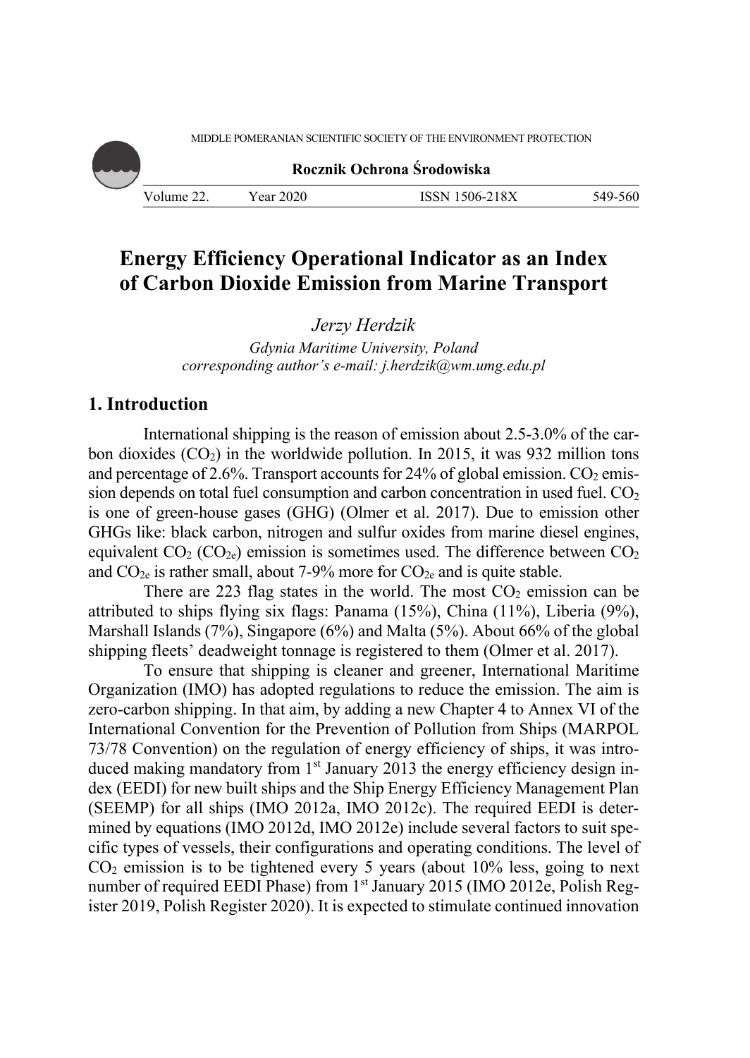# Energy Efficiency Operational Indicator as an Index of Carbon Dioxide Emission from Marine Transport

*Jerzy Herdzik*

*Gdynia Maritime University, Poland*

*corresponding author's e-mail: j.herdzik@wm.umg.edu.pl*

## 1. Introduction

International shipping is the reason of emission about 2.5-3.0% of the carbon dioxides ($CO_2$) in the worldwide pollution. In 2015, it was 932 million tons and percentage of 2.6%. Transport accounts for 24% of global emission. $CO_2$ emission depends on total fuel consumption and carbon concentration in used fuel. $CO_2$ is one of green-house gases (GHG) (Olmer et al. 2017). Due to emission other GHGs like: black carbon, nitrogen and sulfur oxides from marine diesel engines, equivalent $CO_2$ ($CO_{2e}$) emission is sometimes used. The difference between $CO_2$ and $CO_{2e}$ is rather small, about 7-9% more for $CO_{2e}$ and is quite stable.

There are 223 flag states in the world. The most $CO_2$ emission can be attributed to ships flying six flags: Panama (15%), China (11%), Liberia (9%), Marshall Islands (7%), Singapore (6%) and Malta (5%). About 66% of the global shipping fleets' deadweight tonnage is registered to them (Olmer et al. 2017).

To ensure that shipping is cleaner and greener, International Maritime Organization (IMO) has adopted regulations to reduce the emission. The aim is zero-carbon shipping. In that aim, by adding a new Chapter 4 to Annex VI of the International Convention for the Prevention of Pollution from Ships (MARPOL 73/78 Convention) on the regulation of energy efficiency of ships, it was introduced making mandatory from 1st January 2013 the energy efficiency design index (EEDI) for new built ships and the Ship Energy Efficiency Management Plan (SEEMP) for all ships (IMO 2012a, IMO 2012c). The required EEDI is determined by equations (IMO 2012d, IMO 2012e) include several factors to suit specific types of vessels, their configurations and operating conditions. The level of $CO_2$ emission is to be tightened every 5 years (about 10% less, going to next number of required EEDI Phase) from 1st January 2015 (IMO 2012e, Polish Register 2019, Polish Register 2020). It is expected to stimulate continued innovation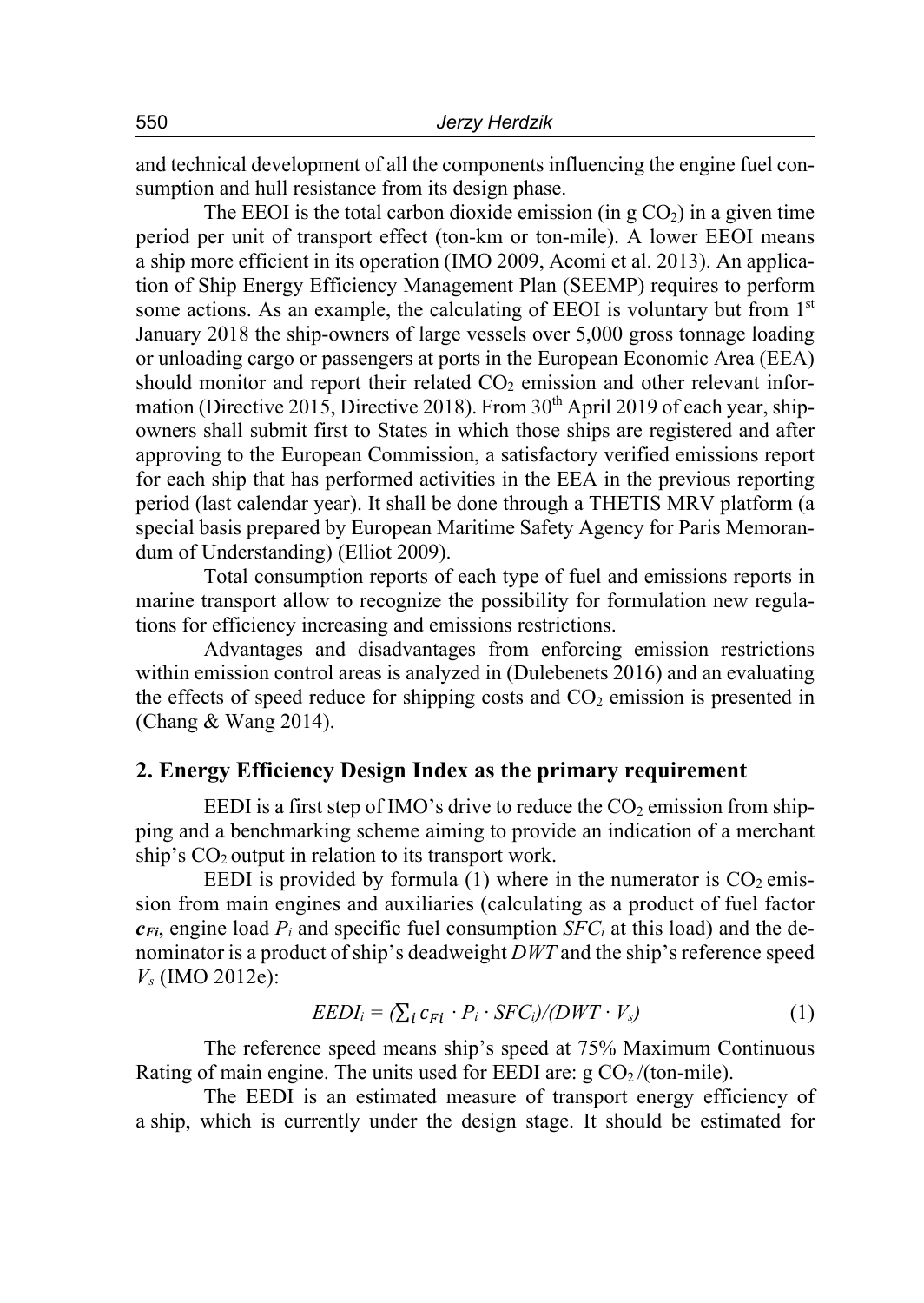and technical development of all the components influencing the engine fuel consumption and hull resistance from its design phase.

The EEOI is the total carbon dioxide emission (in g $CO_2$) in a given time period per unit of transport effect (ton-km or ton-mile). A lower EEOI means a ship more efficient in its operation (IMO 2009, Acomi et al. 2013). An application of Ship Energy Efficiency Management Plan (SEEMP) requires to perform some actions. As an example, the calculating of EEOI is voluntary but from 1st January 2018 the ship-owners of large vessels over 5,000 gross tonnage loading or unloading cargo or passengers at ports in the European Economic Area (EEA) should monitor and report their related $CO_2$ emission and other relevant information (Directive 2015, Directive 2018). From 30th April 2019 of each year, ship-owners shall submit first to States in which those ships are registered and after approving to the European Commission, a satisfactory verified emissions report for each ship that has performed activities in the EEA in the previous reporting period (last calendar year). It shall be done through a THETIS MRV platform (a special basis prepared by European Maritime Safety Agency for Paris Memorandum of Understanding) (Elliot 2009).

Total consumption reports of each type of fuel and emissions reports in marine transport allow to recognize the possibility for formulation new regulations for efficiency increasing and emissions restrictions.

Advantages and disadvantages from enforcing emission restrictions within emission control areas is analyzed in (Dulebenets 2016) and an evaluating the effects of speed reduce for shipping costs and $CO_2$ emission is presented in (Chang & Wang 2014).

## 2. Energy Efficiency Design Index as the primary requirement

EEDI is a first step of IMO's drive to reduce the $CO_2$ emission from shipping and a benchmarking scheme aiming to provide an indication of a merchant ship's $CO_2$ output in relation to its transport work.

EEDI is provided by formula (1) where in the numerator is $CO_2$ emission from main engines and auxiliaries (calculating as a product of fuel factor $c_{Fi}$, engine load $P_i$ and specific fuel consumption $SFC_i$ at this load) and the denominator is a product of ship's deadweight $DWT$ and the ship's reference speed $V_s$ (IMO 2012e):

$$EEDI_i = \left(\sum_i c_{Fi} \cdot P_i \cdot SFC_i\right)/(DWT \cdot V_s) \tag{1}$$

The reference speed means ship's speed at 75% Maximum Continuous Rating of main engine. The units used for EEDI are: g $CO_2$ /(ton-mile).

The EEDI is an estimated measure of transport energy efficiency of a ship, which is currently under the design stage. It should be estimated for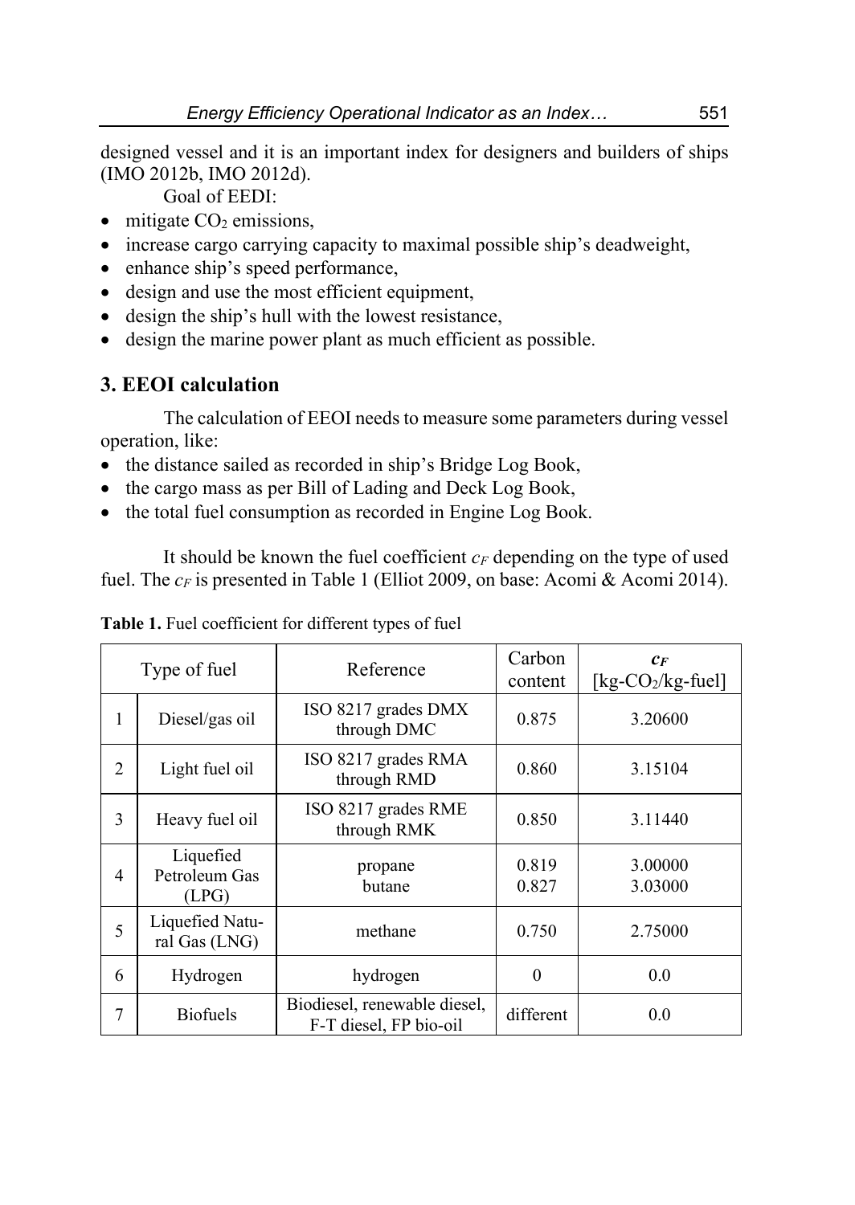designed vessel and it is an important index for designers and builders of ships (IMO 2012b, IMO 2012d).

Goal of EEDI:

- mitigate $CO_2$ emissions,
- increase cargo carrying capacity to maximal possible ship's deadweight,
- enhance ship's speed performance,
- design and use the most efficient equipment,
- design the ship's hull with the lowest resistance,
- design the marine power plant as much efficient as possible.

## 3. EEOI calculation

The calculation of EEOI needs to measure some parameters during vessel operation, like:

- the distance sailed as recorded in ship's Bridge Log Book,
- the cargo mass as per Bill of Lading and Deck Log Book,
- the total fuel consumption as recorded in Engine Log Book.

It should be known the fuel coefficient $c_F$ depending on the type of used fuel. The $c_F$ is presented in Table 1 (Elliot 2009, on base: Acomi & Acomi 2014).

**Table 1.** Fuel coefficient for different types of fuel

| Type of fuel | | Reference | Carbon content | $c_F$ [kg-$CO_2$/kg-fuel] |
|---|---|---|---|---|
| 1 | Diesel/gas oil | ISO 8217 grades DMX through DMC | 0.875 | 3.20600 |
| 2 | Light fuel oil | ISO 8217 grades RMA through RMD | 0.860 | 3.15104 |
| 3 | Heavy fuel oil | ISO 8217 grades RME through RMK | 0.850 | 3.11440 |
| 4 | Liquefied Petroleum Gas (LPG) | propane<br>butane | 0.819<br>0.827 | 3.00000<br>3.03000 |
| 5 | Liquefied Natural Gas (LNG) | methane | 0.750 | 2.75000 |
| 6 | Hydrogen | hydrogen | 0 | 0.0 |
| 7 | Biofuels | Biodiesel, renewable diesel, F-T diesel, FP bio-oil | different | 0.0 |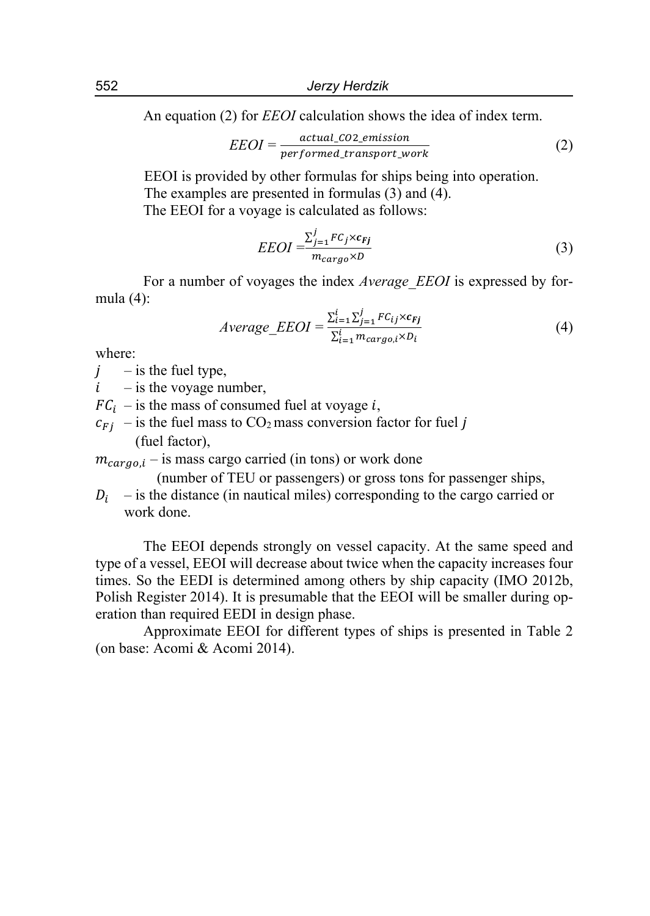An equation (2) for *EEOI* calculation shows the idea of index term.

$$EEOI = \frac{actual\_CO2\_emission}{performed\_transport\_work} \tag{2}$$

EEOI is provided by other formulas for ships being into operation.
The examples are presented in formulas (3) and (4).
The EEOI for a voyage is calculated as follows:

$$EEOI = \frac{\sum_{j=1}^{j} FC_j \times \boldsymbol{c_{Fj}}}{m_{cargo} \times D} \tag{3}$$

For a number of voyages the index *Average_EEOI* is expressed by formula (4):

$$Average\_EEOI = \frac{\sum_{i=1}^{i} \sum_{j=1}^{j} FC_{ij} \times \boldsymbol{c_{Fj}}}{\sum_{i=1}^{i} m_{cargo,i} \times D_i} \tag{4}$$

where:

$j$ – is the fuel type,

$i$ – is the voyage number,

$FC_i$ – is the mass of consumed fuel at voyage $i$,

$c_{Fj}$ – is the fuel mass to $CO_2$ mass conversion factor for fuel $j$ (fuel factor),

$m_{cargo,i}$ – is mass cargo carried (in tons) or work done (number of TEU or passengers) or gross tons for passenger ships,

$D_i$ – is the distance (in nautical miles) corresponding to the cargo carried or work done.

The EEOI depends strongly on vessel capacity. At the same speed and type of a vessel, EEOI will decrease about twice when the capacity increases four times. So the EEDI is determined among others by ship capacity (IMO 2012b, Polish Register 2014). It is presumable that the EEOI will be smaller during operation than required EEDI in design phase.

Approximate EEOI for different types of ships is presented in Table 2 (on base: Acomi & Acomi 2014).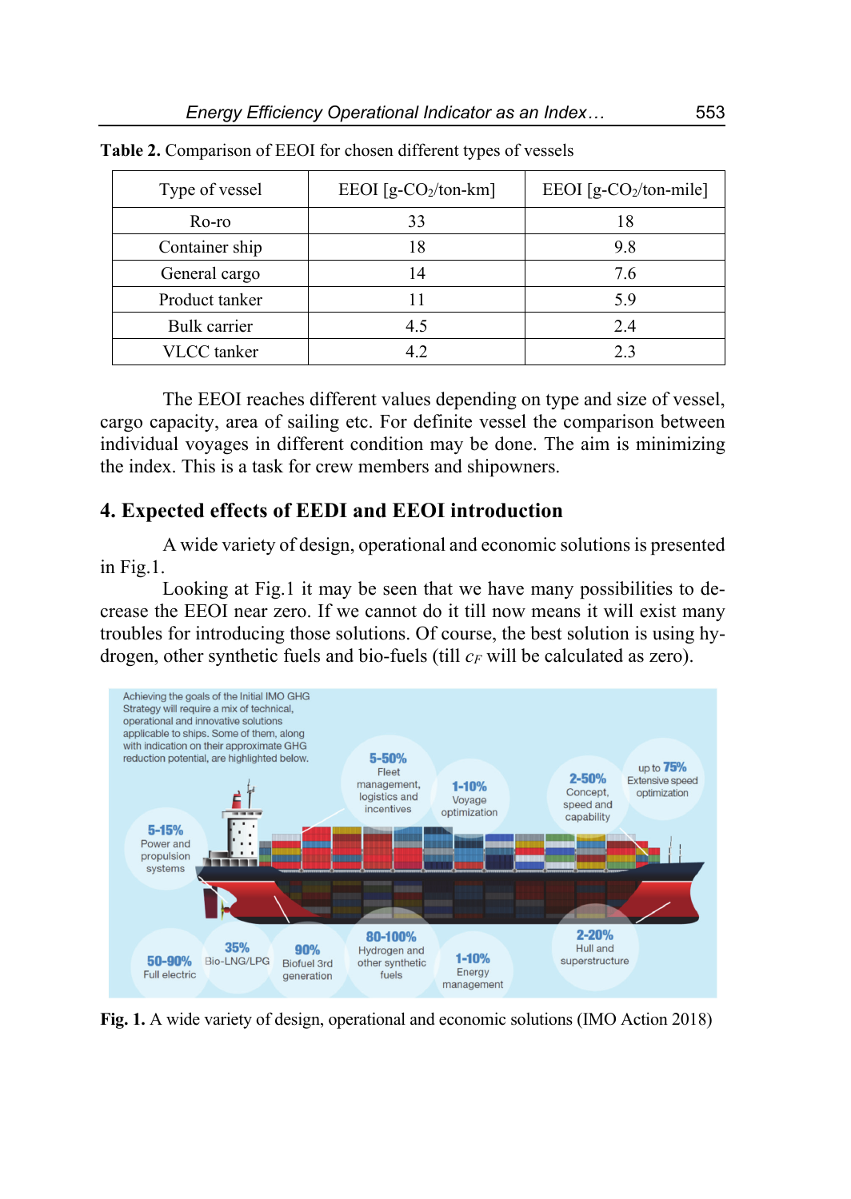**Table 2.** Comparison of EEOI for chosen different types of vessels

| Type of vessel | EEOI [g-$CO_2$/ton-km] | EEOI [g-$CO_2$/ton-mile] |
|---|---|---|
| Ro-ro | 33 | 18 |
| Container ship | 18 | 9.8 |
| General cargo | 14 | 7.6 |
| Product tanker | 11 | 5.9 |
| Bulk carrier | 4.5 | 2.4 |
| VLCC tanker | 4.2 | 2.3 |

The EEOI reaches different values depending on type and size of vessel, cargo capacity, area of sailing etc. For definite vessel the comparison between individual voyages in different condition may be done. The aim is minimizing the index. This is a task for crew members and shipowners.

## 4. Expected effects of EEDI and EEOI introduction

A wide variety of design, operational and economic solutions is presented in Fig.1.

Looking at Fig.1 it may be seen that we have many possibilities to decrease the EEOI near zero. If we cannot do it till now means it will exist many troubles for introducing those solutions. Of course, the best solution is using hydrogen, other synthetic fuels and bio-fuels (till $c_F$ will be calculated as zero).

**Fig. 1.** A wide variety of design, operational and economic solutions (IMO Action 2018)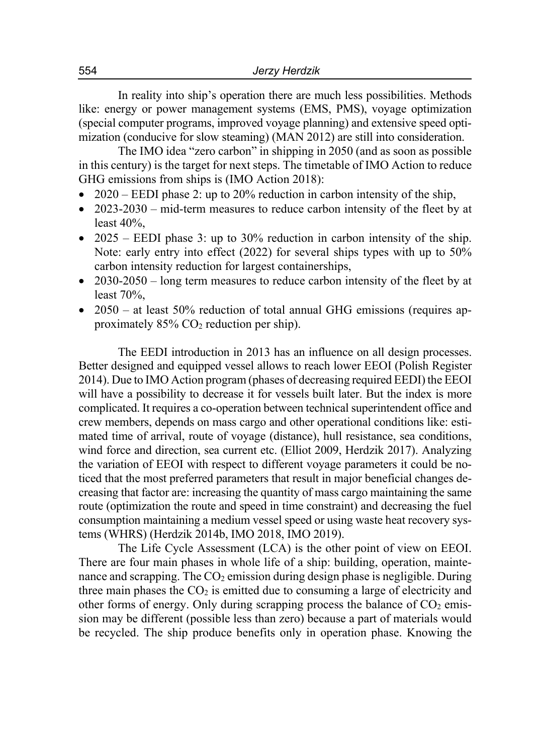In reality into ship's operation there are much less possibilities. Methods like: energy or power management systems (EMS, PMS), voyage optimization (special computer programs, improved voyage planning) and extensive speed optimization (conducive for slow steaming) (MAN 2012) are still into consideration.

The IMO idea "zero carbon" in shipping in 2050 (and as soon as possible in this century) is the target for next steps. The timetable of IMO Action to reduce GHG emissions from ships is (IMO Action 2018):

- 2020 – EEDI phase 2: up to 20% reduction in carbon intensity of the ship,
- 2023-2030 – mid-term measures to reduce carbon intensity of the fleet by at least 40%,
- 2025 – EEDI phase 3: up to 30% reduction in carbon intensity of the ship. Note: early entry into effect (2022) for several ships types with up to 50% carbon intensity reduction for largest containerships,
- 2030-2050 – long term measures to reduce carbon intensity of the fleet by at least 70%,
- 2050 – at least 50% reduction of total annual GHG emissions (requires approximately 85% $CO_2$ reduction per ship).

The EEDI introduction in 2013 has an influence on all design processes. Better designed and equipped vessel allows to reach lower EEOI (Polish Register 2014). Due to IMO Action program (phases of decreasing required EEDI) the EEOI will have a possibility to decrease it for vessels built later. But the index is more complicated. It requires a co-operation between technical superintendent office and crew members, depends on mass cargo and other operational conditions like: estimated time of arrival, route of voyage (distance), hull resistance, sea conditions, wind force and direction, sea current etc. (Elliot 2009, Herdzik 2017). Analyzing the variation of EEOI with respect to different voyage parameters it could be noticed that the most preferred parameters that result in major beneficial changes decreasing that factor are: increasing the quantity of mass cargo maintaining the same route (optimization the route and speed in time constraint) and decreasing the fuel consumption maintaining a medium vessel speed or using waste heat recovery systems (WHRS) (Herdzik 2014b, IMO 2018, IMO 2019).

The Life Cycle Assessment (LCA) is the other point of view on EEOI. There are four main phases in whole life of a ship: building, operation, maintenance and scrapping. The $CO_2$ emission during design phase is negligible. During three main phases the $CO_2$ is emitted due to consuming a large of electricity and other forms of energy. Only during scrapping process the balance of $CO_2$ emission may be different (possible less than zero) because a part of materials would be recycled. The ship produce benefits only in operation phase. Knowing the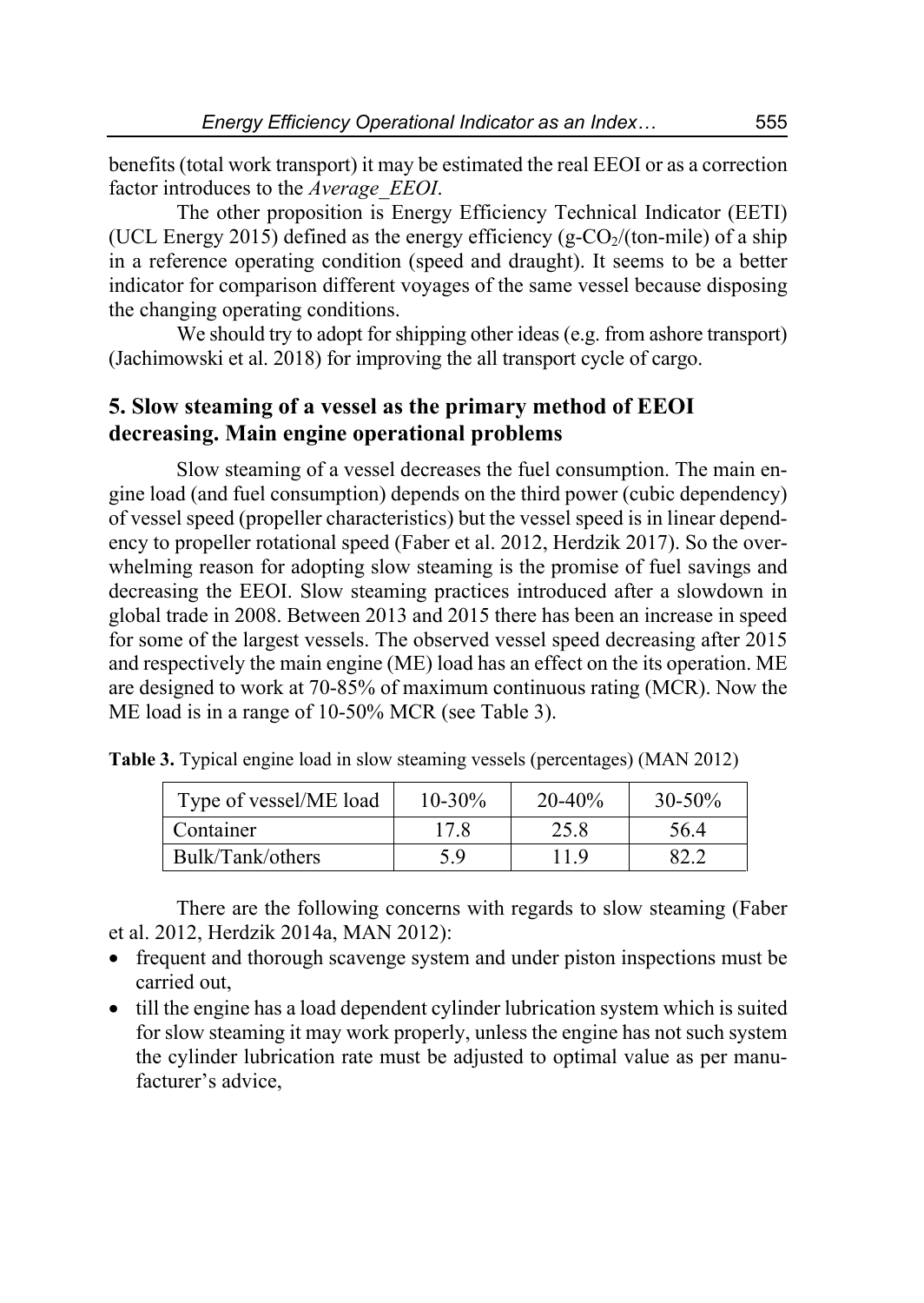benefits (total work transport) it may be estimated the real EEOI or as a correction factor introduces to the *Average_EEOI*.

The other proposition is Energy Efficiency Technical Indicator (EETI) (UCL Energy 2015) defined as the energy efficiency (g-$CO_2$/(ton-mile) of a ship in a reference operating condition (speed and draught). It seems to be a better indicator for comparison different voyages of the same vessel because disposing the changing operating conditions.

We should try to adopt for shipping other ideas (e.g. from ashore transport) (Jachimowski et al. 2018) for improving the all transport cycle of cargo.

## 5. Slow steaming of a vessel as the primary method of EEOI decreasing. Main engine operational problems

Slow steaming of a vessel decreases the fuel consumption. The main engine load (and fuel consumption) depends on the third power (cubic dependency) of vessel speed (propeller characteristics) but the vessel speed is in linear dependency to propeller rotational speed (Faber et al. 2012, Herdzik 2017). So the overwhelming reason for adopting slow steaming is the promise of fuel savings and decreasing the EEOI. Slow steaming practices introduced after a slowdown in global trade in 2008. Between 2013 and 2015 there has been an increase in speed for some of the largest vessels. The observed vessel speed decreasing after 2015 and respectively the main engine (ME) load has an effect on the its operation. ME are designed to work at 70-85% of maximum continuous rating (MCR). Now the ME load is in a range of 10-50% MCR (see Table 3).

**Table 3.** Typical engine load in slow steaming vessels (percentages) (MAN 2012)

| Type of vessel/ME load | 10-30% | 20-40% | 30-50% |
|---|---|---|---|
| Container | 17.8 | 25.8 | 56.4 |
| Bulk/Tank/others | 5.9 | 11.9 | 82.2 |

There are the following concerns with regards to slow steaming (Faber et al. 2012, Herdzik 2014a, MAN 2012):

- frequent and thorough scavenge system and under piston inspections must be carried out,
- till the engine has a load dependent cylinder lubrication system which is suited for slow steaming it may work properly, unless the engine has not such system the cylinder lubrication rate must be adjusted to optimal value as per manufacturer's advice,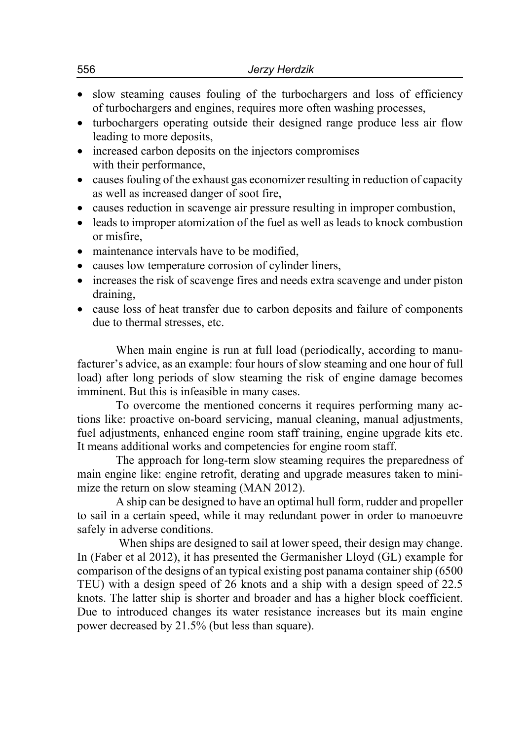- slow steaming causes fouling of the turbochargers and loss of efficiency of turbochargers and engines, requires more often washing processes,
- turbochargers operating outside their designed range produce less air flow leading to more deposits,
- increased carbon deposits on the injectors compromises with their performance,
- causes fouling of the exhaust gas economizer resulting in reduction of capacity as well as increased danger of soot fire,
- causes reduction in scavenge air pressure resulting in improper combustion,
- leads to improper atomization of the fuel as well as leads to knock combustion or misfire,
- maintenance intervals have to be modified,
- causes low temperature corrosion of cylinder liners,
- increases the risk of scavenge fires and needs extra scavenge and under piston draining,
- cause loss of heat transfer due to carbon deposits and failure of components due to thermal stresses, etc.

When main engine is run at full load (periodically, according to manufacturer's advice, as an example: four hours of slow steaming and one hour of full load) after long periods of slow steaming the risk of engine damage becomes imminent. But this is infeasible in many cases.

To overcome the mentioned concerns it requires performing many actions like: proactive on-board servicing, manual cleaning, manual adjustments, fuel adjustments, enhanced engine room staff training, engine upgrade kits etc. It means additional works and competencies for engine room staff.

The approach for long-term slow steaming requires the preparedness of main engine like: engine retrofit, derating and upgrade measures taken to minimize the return on slow steaming (MAN 2012).

A ship can be designed to have an optimal hull form, rudder and propeller to sail in a certain speed, while it may redundant power in order to manoeuvre safely in adverse conditions.

When ships are designed to sail at lower speed, their design may change. In (Faber et al 2012), it has presented the Germanisher Lloyd (GL) example for comparison of the designs of an typical existing post panama container ship (6500 TEU) with a design speed of 26 knots and a ship with a design speed of 22.5 knots. The latter ship is shorter and broader and has a higher block coefficient. Due to introduced changes its water resistance increases but its main engine power decreased by 21.5% (but less than square).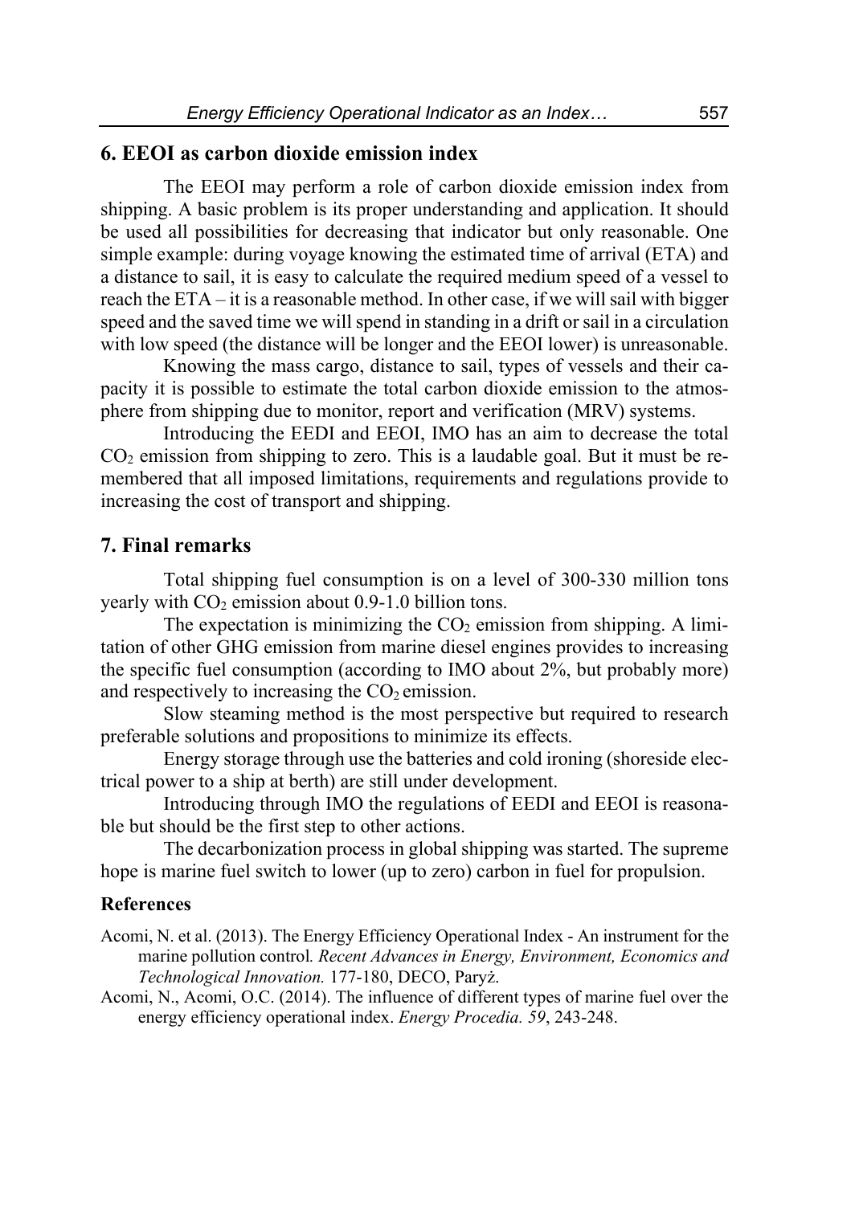## 6. EEOI as carbon dioxide emission index

The EEOI may perform a role of carbon dioxide emission index from shipping. A basic problem is its proper understanding and application. It should be used all possibilities for decreasing that indicator but only reasonable. One simple example: during voyage knowing the estimated time of arrival (ETA) and a distance to sail, it is easy to calculate the required medium speed of a vessel to reach the ETA – it is a reasonable method. In other case, if we will sail with bigger speed and the saved time we will spend in standing in a drift or sail in a circulation with low speed (the distance will be longer and the EEOI lower) is unreasonable.

Knowing the mass cargo, distance to sail, types of vessels and their capacity it is possible to estimate the total carbon dioxide emission to the atmosphere from shipping due to monitor, report and verification (MRV) systems.

Introducing the EEDI and EEOI, IMO has an aim to decrease the total $CO_2$ emission from shipping to zero. This is a laudable goal. But it must be remembered that all imposed limitations, requirements and regulations provide to increasing the cost of transport and shipping.

## 7. Final remarks

Total shipping fuel consumption is on a level of 300-330 million tons yearly with $CO_2$ emission about 0.9-1.0 billion tons.

The expectation is minimizing the $CO_2$ emission from shipping. A limitation of other GHG emission from marine diesel engines provides to increasing the specific fuel consumption (according to IMO about 2%, but probably more) and respectively to increasing the $CO_2$ emission.

Slow steaming method is the most perspective but required to research preferable solutions and propositions to minimize its effects.

Energy storage through use the batteries and cold ironing (shoreside electrical power to a ship at berth) are still under development.

Introducing through IMO the regulations of EEDI and EEOI is reasonable but should be the first step to other actions.

The decarbonization process in global shipping was started. The supreme hope is marine fuel switch to lower (up to zero) carbon in fuel for propulsion.

### References

Acomi, N. et al. (2013). The Energy Efficiency Operational Index - An instrument for the marine pollution control*. Recent Advances in Energy, Environment, Economics and Technological Innovation.* 177-180, DECO, Paryż.

Acomi, N., Acomi, O.C. (2014). The influence of different types of marine fuel over the energy efficiency operational index. *Energy Procedia. 59*, 243-248.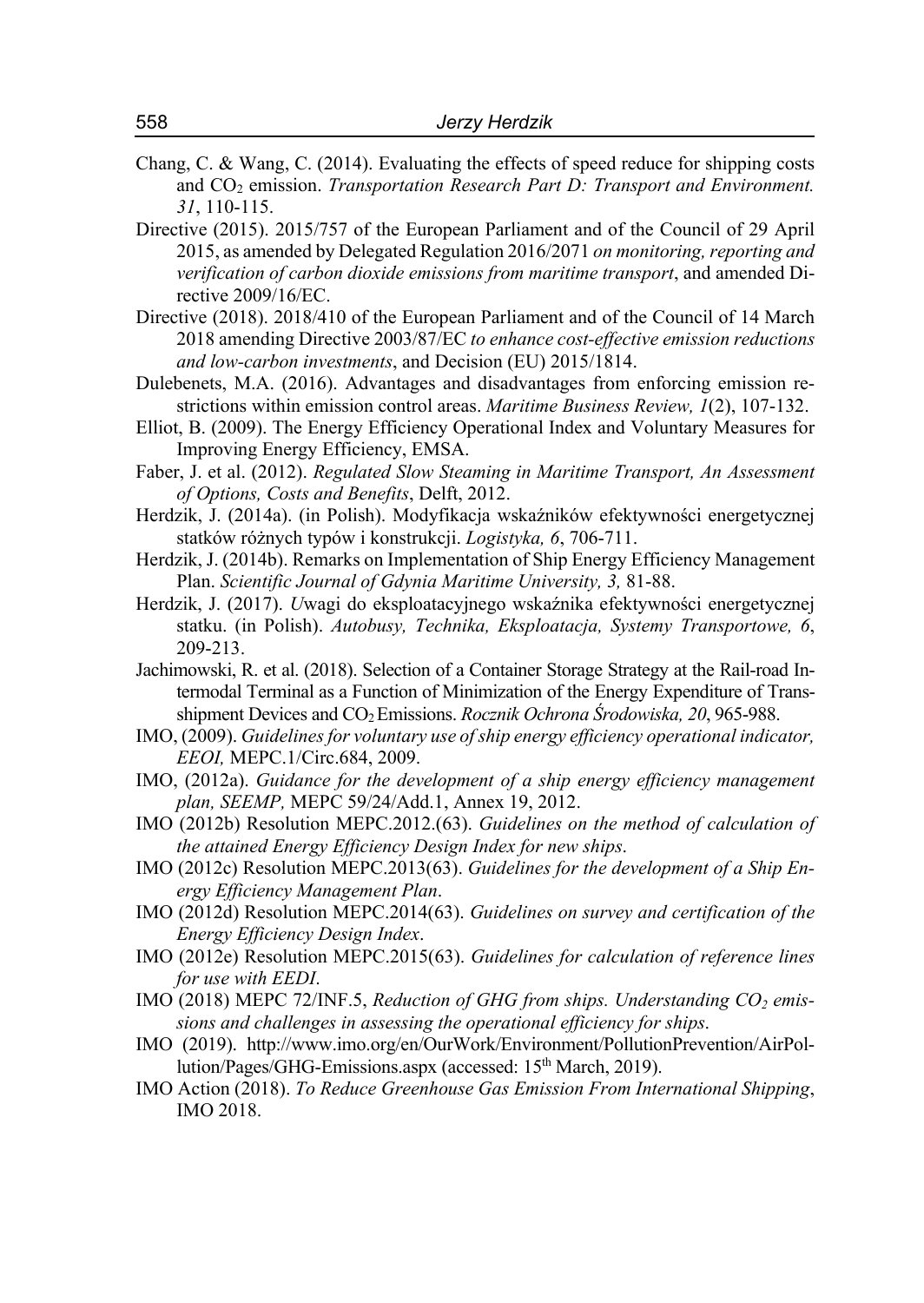Chang, C. & Wang, C. (2014). Evaluating the effects of speed reduce for shipping costs and $CO_2$ emission. *Transportation Research Part D: Transport and Environment. 31*, 110-115.

Directive (2015). 2015/757 of the European Parliament and of the Council of 29 April 2015, as amended by Delegated Regulation 2016/2071 *on monitoring, reporting and verification of carbon dioxide emissions from maritime transport*, and amended Directive 2009/16/EC.

Directive (2018). 2018/410 of the European Parliament and of the Council of 14 March 2018 amending Directive 2003/87/EC *to enhance cost-effective emission reductions and low-carbon investments*, and Decision (EU) 2015/1814.

Dulebenets, M.A. (2016). Advantages and disadvantages from enforcing emission restrictions within emission control areas. *Maritime Business Review, 1*(2), 107-132.

Elliot, B. (2009). The Energy Efficiency Operational Index and Voluntary Measures for Improving Energy Efficiency, EMSA.

Faber, J. et al. (2012). *Regulated Slow Steaming in Maritime Transport, An Assessment of Options, Costs and Benefits*, Delft, 2012.

Herdzik, J. (2014a). (in Polish). Modyfikacja wskaźników efektywności energetycznej statków różnych typów i konstrukcji. *Logistyka, 6*, 706-711.

Herdzik, J. (2014b). Remarks on Implementation of Ship Energy Efficiency Management Plan. *Scientific Journal of Gdynia Maritime University, 3,* 81-88.

Herdzik, J. (2017). *U*wagi do eksploatacyjnego wskaźnika efektywności energetycznej statku. (in Polish). *Autobusy, Technika, Eksploatacja, Systemy Transportowe, 6*, 209-213.

Jachimowski, R. et al. (2018). Selection of a Container Storage Strategy at the Rail-road Intermodal Terminal as a Function of Minimization of the Energy Expenditure of Transshipment Devices and $CO_2$ Emissions. *Rocznik Ochrona Środowiska, 20*, 965-988.

IMO, (2009). *Guidelines for voluntary use of ship energy efficiency operational indicator, EEOI,* MEPC.1/Circ.684, 2009.

IMO, (2012a). *Guidance for the development of a ship energy efficiency management plan, SEEMP,* MEPC 59/24/Add.1, Annex 19, 2012.

IMO (2012b) Resolution MEPC.2012.(63). *Guidelines on the method of calculation of the attained Energy Efficiency Design Index for new ships*.

IMO (2012c) Resolution MEPC.2013(63). *Guidelines for the development of a Ship Energy Efficiency Management Plan*.

IMO (2012d) Resolution MEPC.2014(63). *Guidelines on survey and certification of the Energy Efficiency Design Index*.

IMO (2012e) Resolution MEPC.2015(63). *Guidelines for calculation of reference lines for use with EEDI*.

IMO (2018) MEPC 72/INF.5, *Reduction of GHG from ships. Understanding $CO_2$ emissions and challenges in assessing the operational efficiency for ships*.

IMO (2019). http://www.imo.org/en/OurWork/Environment/PollutionPrevention/AirPollution/Pages/GHG-Emissions.aspx (accessed: 15th March, 2019).

IMO Action (2018). *To Reduce Greenhouse Gas Emission From International Shipping*, IMO 2018.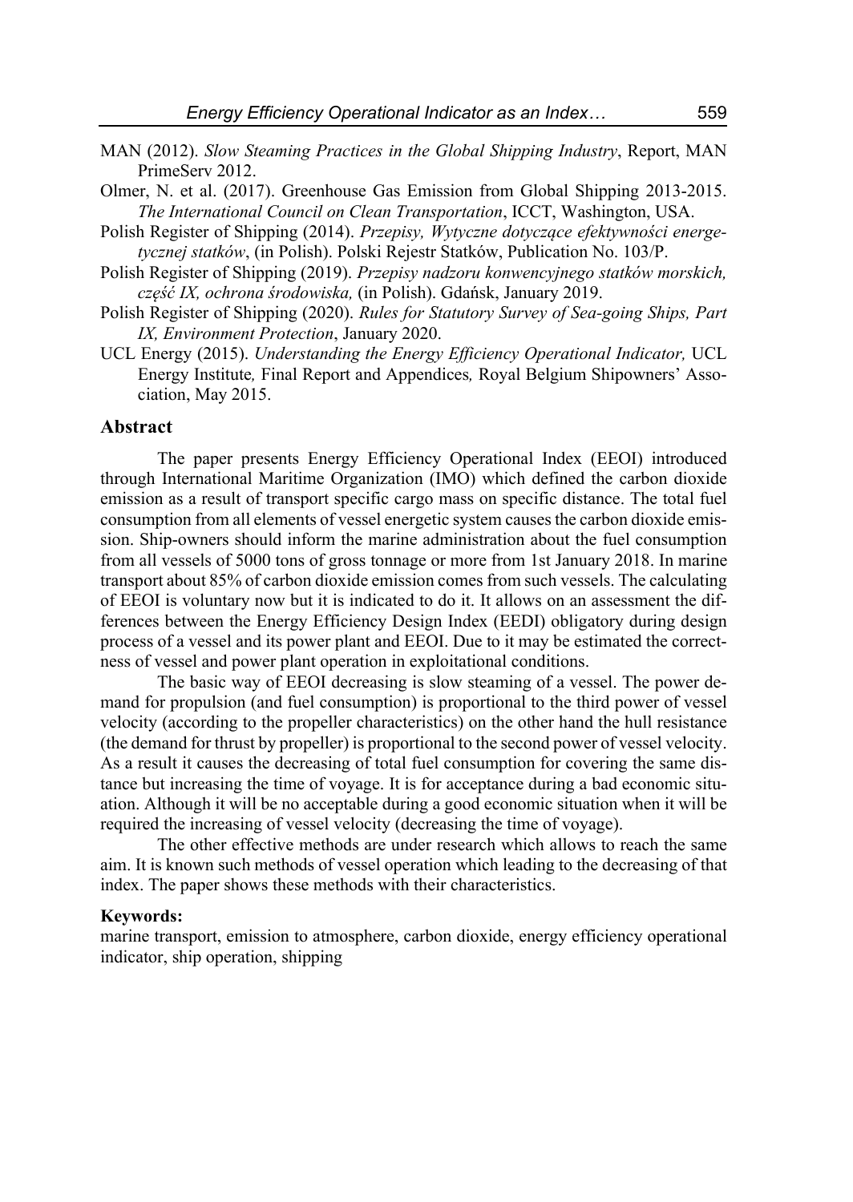MAN (2012). *Slow Steaming Practices in the Global Shipping Industry*, Report, MAN PrimeServ 2012.

Olmer, N. et al. (2017). Greenhouse Gas Emission from Global Shipping 2013-2015. *The International Council on Clean Transportation*, ICCT, Washington, USA.

Polish Register of Shipping (2014). *Przepisy, Wytyczne dotyczące efektywności energetycznej statków*, (in Polish). Polski Rejestr Statków, Publication No. 103/P.

Polish Register of Shipping (2019). *Przepisy nadzoru konwencyjnego statków morskich, część IX, ochrona środowiska,* (in Polish). Gdańsk, January 2019.

Polish Register of Shipping (2020). *Rules for Statutory Survey of Sea-going Ships, Part IX, Environment Protection*, January 2020.

UCL Energy (2015). *Understanding the Energy Efficiency Operational Indicator,* UCL Energy Institute*,* Final Report and Appendices*,* Royal Belgium Shipowners' Association, May 2015.

## Abstract

The paper presents Energy Efficiency Operational Index (EEOI) introduced through International Maritime Organization (IMO) which defined the carbon dioxide emission as a result of transport specific cargo mass on specific distance. The total fuel consumption from all elements of vessel energetic system causes the carbon dioxide emission. Ship-owners should inform the marine administration about the fuel consumption from all vessels of 5000 tons of gross tonnage or more from 1st January 2018. In marine transport about 85% of carbon dioxide emission comes from such vessels. The calculating of EEOI is voluntary now but it is indicated to do it. It allows on an assessment the differences between the Energy Efficiency Design Index (EEDI) obligatory during design process of a vessel and its power plant and EEOI. Due to it may be estimated the correctness of vessel and power plant operation in exploitational conditions.

The basic way of EEOI decreasing is slow steaming of a vessel. The power demand for propulsion (and fuel consumption) is proportional to the third power of vessel velocity (according to the propeller characteristics) on the other hand the hull resistance (the demand for thrust by propeller) is proportional to the second power of vessel velocity. As a result it causes the decreasing of total fuel consumption for covering the same distance but increasing the time of voyage. It is for acceptance during a bad economic situation. Although it will be no acceptable during a good economic situation when it will be required the increasing of vessel velocity (decreasing the time of voyage).

The other effective methods are under research which allows to reach the same aim. It is known such methods of vessel operation which leading to the decreasing of that index. The paper shows these methods with their characteristics.

**Keywords:**

marine transport, emission to atmosphere, carbon dioxide, energy efficiency operational indicator, ship operation, shipping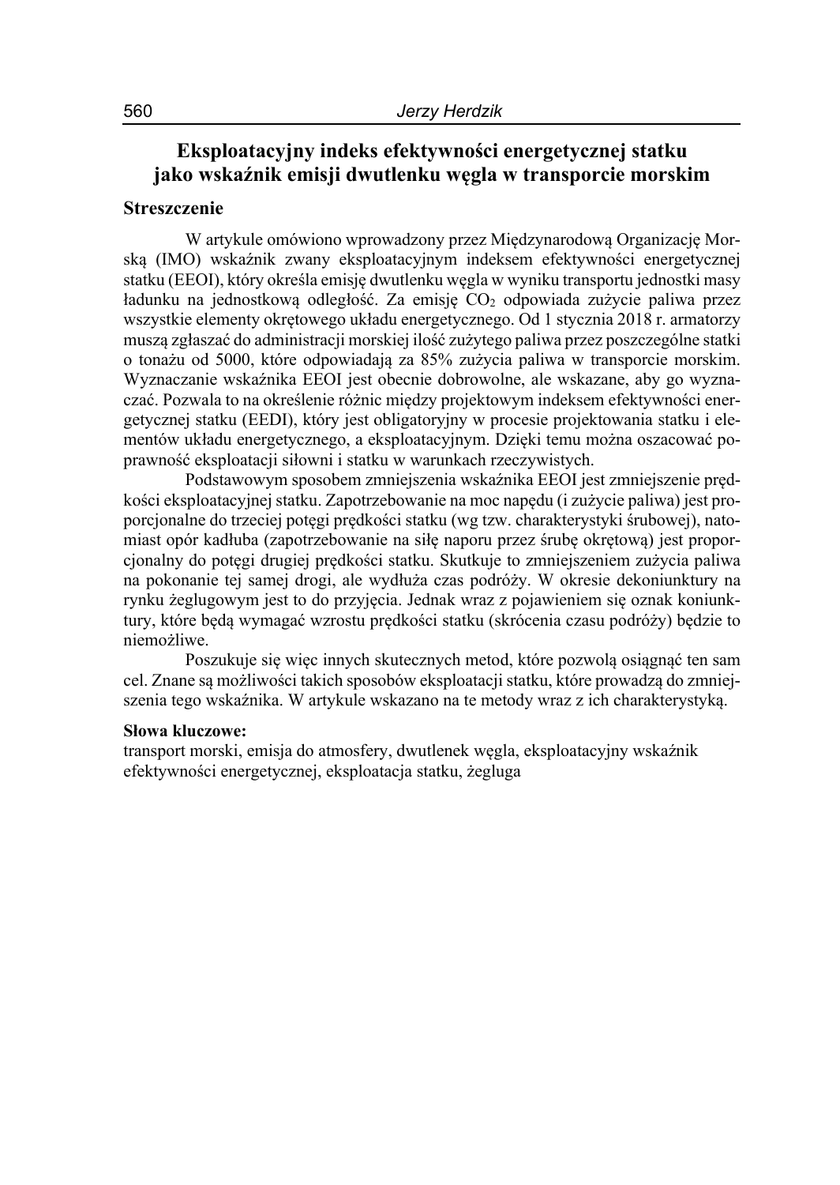## Eksploatacyjny indeks efektywności energetycznej statku jako wskaźnik emisji dwutlenku węgla w transporcie morskim

### Streszczenie

W artykule omówiono wprowadzony przez Międzynarodową Organizację Morską (IMO) wskaźnik zwany eksploatacyjnym indeksem efektywności energetycznej statku (EEOI), który określa emisję dwutlenku węgla w wyniku transportu jednostki masy ładunku na jednostkową odległość. Za emisję $CO_2$ odpowiada zużycie paliwa przez wszystkie elementy okrętowego układu energetycznego. Od 1 stycznia 2018 r. armatorzy muszą zgłaszać do administracji morskiej ilość zużytego paliwa przez poszczególne statki o tonażu od 5000, które odpowiadają za 85% zużycia paliwa w transporcie morskim. Wyznaczanie wskaźnika EEOI jest obecnie dobrowolne, ale wskazane, aby go wyznaczać. Pozwala to na określenie różnic między projektowym indeksem efektywności energetycznej statku (EEDI), który jest obligatoryjny w procesie projektowania statku i elementów układu energetycznego, a eksploatacyjnym. Dzięki temu można oszacować poprawność eksploatacji siłowni i statku w warunkach rzeczywistych.

Podstawowym sposobem zmniejszenia wskaźnika EEOI jest zmniejszenie prędkości eksploatacyjnej statku. Zapotrzebowanie na moc napędu (i zużycie paliwa) jest proporcjonalne do trzeciej potęgi prędkości statku (wg tzw. charakterystyki śrubowej), natomiast opór kadłuba (zapotrzebowanie na siłę naporu przez śrubę okrętową) jest proporcjonalny do potęgi drugiej prędkości statku. Skutkuje to zmniejszeniem zużycia paliwa na pokonanie tej samej drogi, ale wydłuża czas podróży. W okresie dekoniunktury na rynku żeglugowym jest to do przyjęcia. Jednak wraz z pojawieniem się oznak koniunktury, które będą wymagać wzrostu prędkości statku (skrócenia czasu podróży) będzie to niemożliwe.

Poszukuje się więc innych skutecznych metod, które pozwolą osiągnąć ten sam cel. Znane są możliwości takich sposobów eksploatacji statku, które prowadzą do zmniejszenia tego wskaźnika. W artykule wskazano na te metody wraz z ich charakterystyką.

**Słowa kluczowe:**
transport morski, emisja do atmosfery, dwutlenek węgla, eksploatacyjny wskaźnik efektywności energetycznej, eksploatacja statku, żegluga